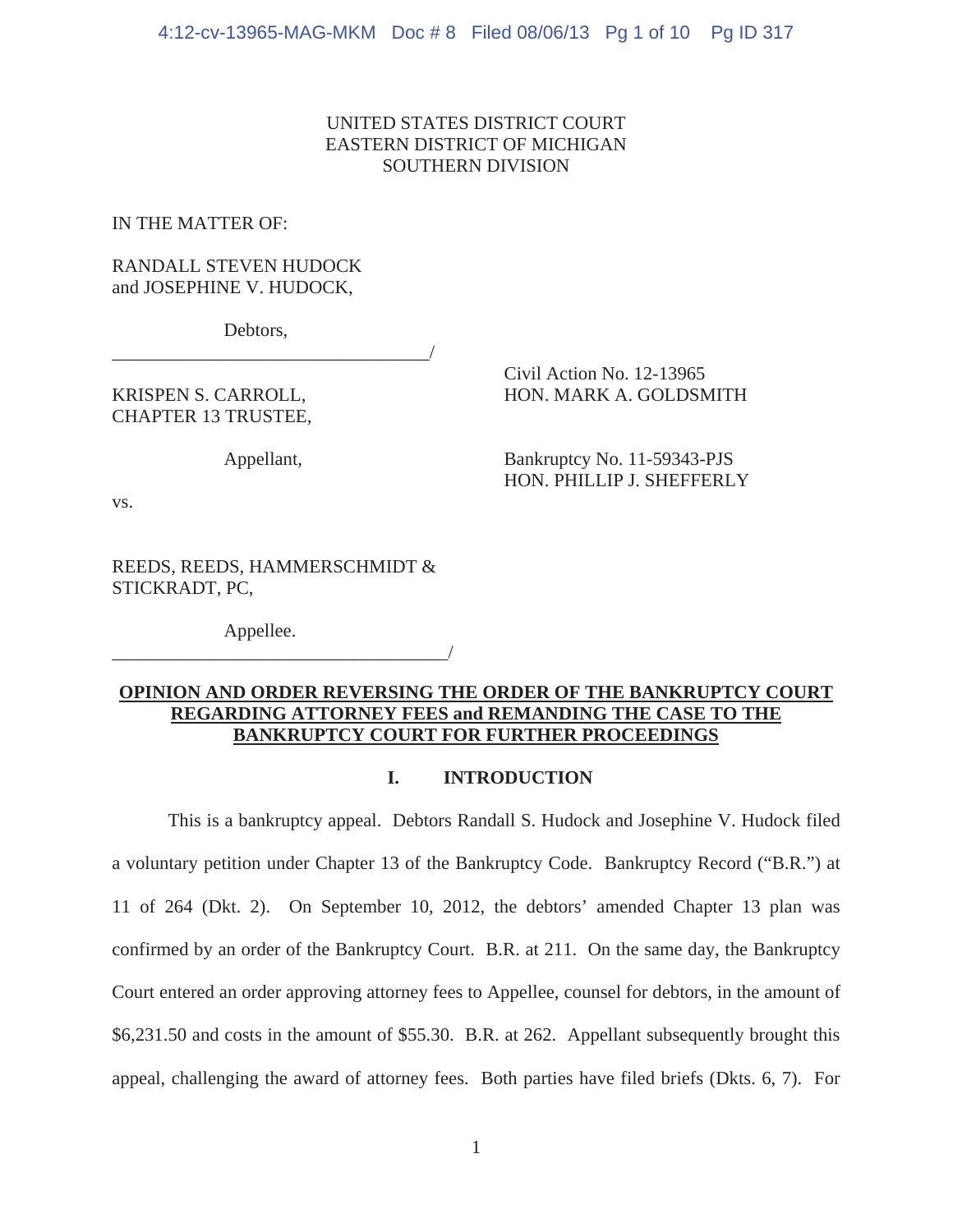UNITED STATES DISTRICT COURT
EASTERN DISTRICT OF MICHIGAN
SOUTHERN DIVISION

IN THE MATTER OF:

RANDALL STEVEN HUDOCK
and JOSEPHINE V. HUDOCK,

Debtors,

_________________________________/

KRISPEN S. CARROLL,
CHAPTER 13 TRUSTEE,

Appellant,

vs.

REEDS, REEDS, HAMMERSCHMIDT &
STICKRADT, PC,

Appellee.

_________________________________/

Civil Action No. 12-13965
HON. MARK A. GOLDSMITH

Bankruptcy No. 11-59343-PJS
HON. PHILLIP J. SHEFFERLY

**OPINION AND ORDER REVERSING THE ORDER OF THE BANKRUPTCY COURT REGARDING ATTORNEY FEES and REMANDING THE CASE TO THE BANKRUPTCY COURT FOR FURTHER PROCEEDINGS**

## I. INTRODUCTION

This is a bankruptcy appeal. Debtors Randall S. Hudock and Josephine V. Hudock filed a voluntary petition under Chapter 13 of the Bankruptcy Code. Bankruptcy Record ("B.R.") at 11 of 264 (Dkt. 2). On September 10, 2012, the debtors' amended Chapter 13 plan was confirmed by an order of the Bankruptcy Court. B.R. at 211. On the same day, the Bankruptcy Court entered an order approving attorney fees to Appellee, counsel for debtors, in the amount of $6,231.50 and costs in the amount of $55.30. B.R. at 262. Appellant subsequently brought this appeal, challenging the award of attorney fees. Both parties have filed briefs (Dkts. 6, 7). For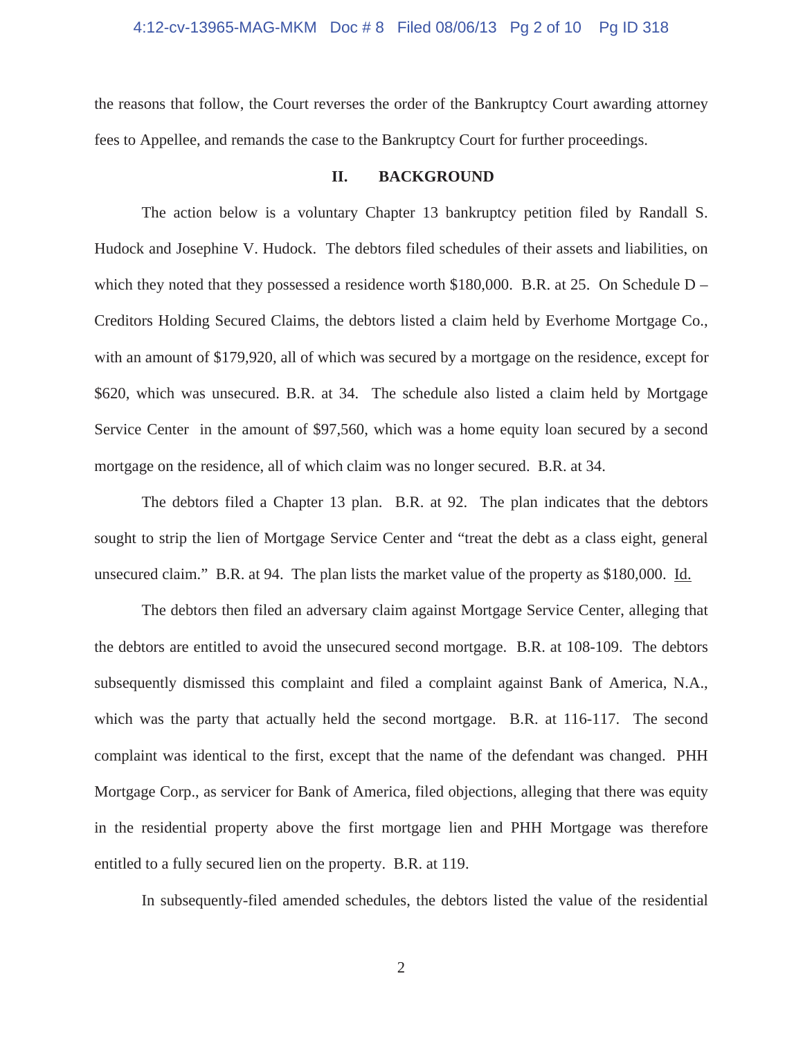the reasons that follow, the Court reverses the order of the Bankruptcy Court awarding attorney fees to Appellee, and remands the case to the Bankruptcy Court for further proceedings.

## II. BACKGROUND

The action below is a voluntary Chapter 13 bankruptcy petition filed by Randall S. Hudock and Josephine V. Hudock. The debtors filed schedules of their assets and liabilities, on which they noted that they possessed a residence worth $180,000. B.R. at 25. On Schedule D – Creditors Holding Secured Claims, the debtors listed a claim held by Everhome Mortgage Co., with an amount of $179,920, all of which was secured by a mortgage on the residence, except for $620, which was unsecured. B.R. at 34. The schedule also listed a claim held by Mortgage Service Center in the amount of $97,560, which was a home equity loan secured by a second mortgage on the residence, all of which claim was no longer secured. B.R. at 34.

The debtors filed a Chapter 13 plan. B.R. at 92. The plan indicates that the debtors sought to strip the lien of Mortgage Service Center and "treat the debt as a class eight, general unsecured claim." B.R. at 94. The plan lists the market value of the property as $180,000. Id.

The debtors then filed an adversary claim against Mortgage Service Center, alleging that the debtors are entitled to avoid the unsecured second mortgage. B.R. at 108-109. The debtors subsequently dismissed this complaint and filed a complaint against Bank of America, N.A., which was the party that actually held the second mortgage. B.R. at 116-117. The second complaint was identical to the first, except that the name of the defendant was changed. PHH Mortgage Corp., as servicer for Bank of America, filed objections, alleging that there was equity in the residential property above the first mortgage lien and PHH Mortgage was therefore entitled to a fully secured lien on the property. B.R. at 119.

In subsequently-filed amended schedules, the debtors listed the value of the residential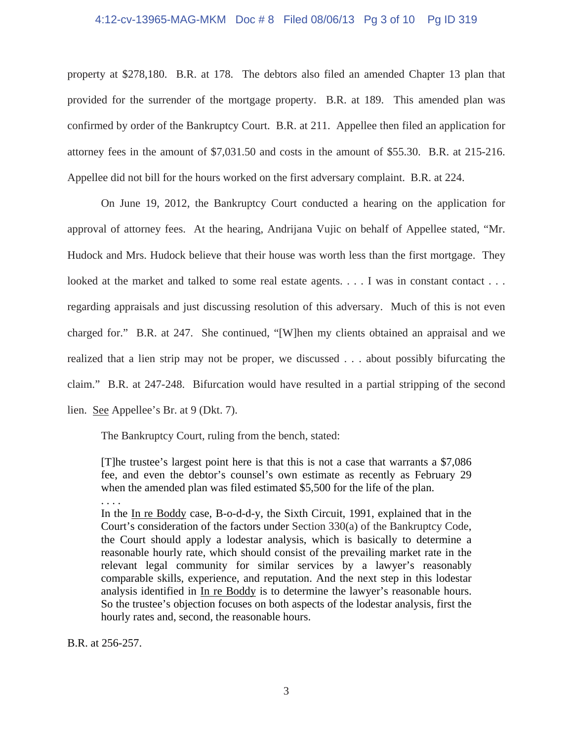property at $278,180. B.R. at 178. The debtors also filed an amended Chapter 13 plan that provided for the surrender of the mortgage property. B.R. at 189. This amended plan was confirmed by order of the Bankruptcy Court. B.R. at 211. Appellee then filed an application for attorney fees in the amount of $7,031.50 and costs in the amount of $55.30. B.R. at 215-216. Appellee did not bill for the hours worked on the first adversary complaint. B.R. at 224.

On June 19, 2012, the Bankruptcy Court conducted a hearing on the application for approval of attorney fees. At the hearing, Andrijana Vujic on behalf of Appellee stated, "Mr. Hudock and Mrs. Hudock believe that their house was worth less than the first mortgage. They looked at the market and talked to some real estate agents. . . . I was in constant contact . . . regarding appraisals and just discussing resolution of this adversary. Much of this is not even charged for." B.R. at 247. She continued, "[W]hen my clients obtained an appraisal and we realized that a lien strip may not be proper, we discussed . . . about possibly bifurcating the claim." B.R. at 247-248. Bifurcation would have resulted in a partial stripping of the second lien. See Appellee's Br. at 9 (Dkt. 7).

The Bankruptcy Court, ruling from the bench, stated:

> [T]he trustee's largest point here is that this is not a case that warrants a $7,086 fee, and even the debtor's counsel's own estimate as recently as February 29 when the amended plan was filed estimated $5,500 for the life of the plan.
>
> . . . .
>
> In the In re Boddy case, B-o-d-d-y, the Sixth Circuit, 1991, explained that in the Court's consideration of the factors under Section 330(a) of the Bankruptcy Code, the Court should apply a lodestar analysis, which is basically to determine a reasonable hourly rate, which should consist of the prevailing market rate in the relevant legal community for similar services by a lawyer's reasonably comparable skills, experience, and reputation. And the next step in this lodestar analysis identified in In re Boddy is to determine the lawyer's reasonable hours. So the trustee's objection focuses on both aspects of the lodestar analysis, first the hourly rates and, second, the reasonable hours.

B.R. at 256-257.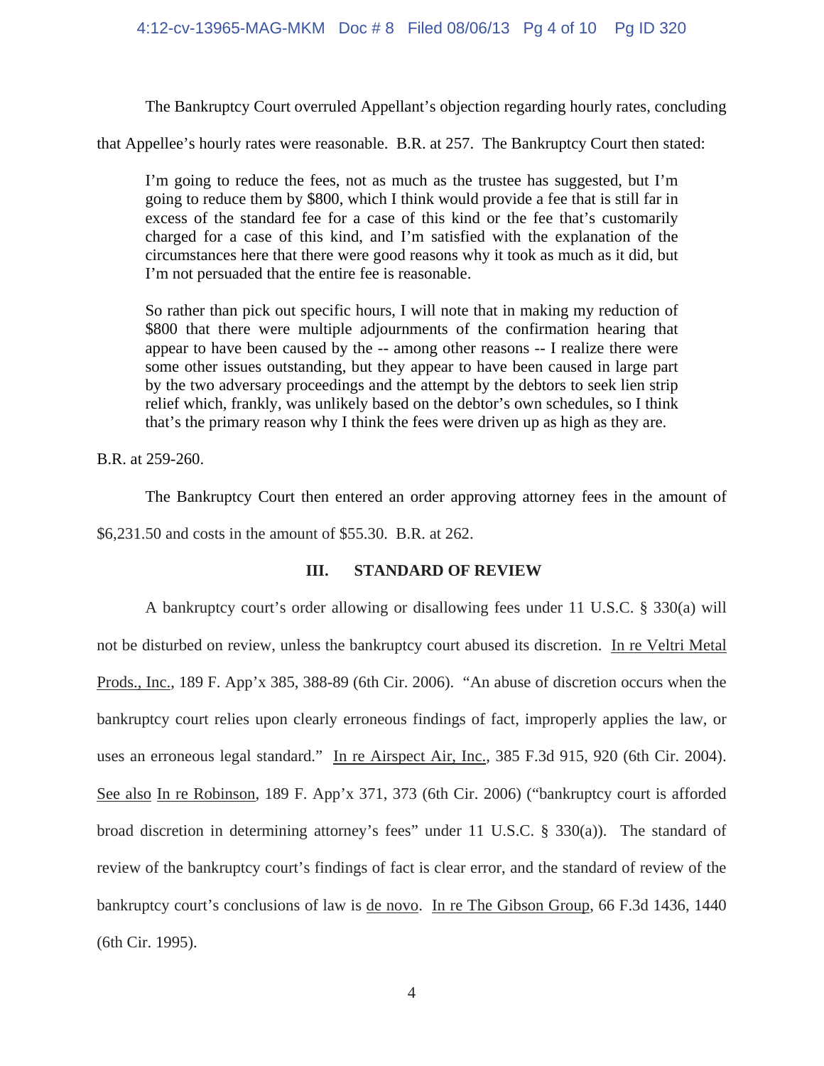The Bankruptcy Court overruled Appellant's objection regarding hourly rates, concluding that Appellee's hourly rates were reasonable. B.R. at 257. The Bankruptcy Court then stated:

> I'm going to reduce the fees, not as much as the trustee has suggested, but I'm going to reduce them by $800, which I think would provide a fee that is still far in excess of the standard fee for a case of this kind or the fee that's customarily charged for a case of this kind, and I'm satisfied with the explanation of the circumstances here that there were good reasons why it took as much as it did, but I'm not persuaded that the entire fee is reasonable.
>
> So rather than pick out specific hours, I will note that in making my reduction of $800 that there were multiple adjournments of the confirmation hearing that appear to have been caused by the -- among other reasons -- I realize there were some other issues outstanding, but they appear to have been caused in large part by the two adversary proceedings and the attempt by the debtors to seek lien strip relief which, frankly, was unlikely based on the debtor's own schedules, so I think that's the primary reason why I think the fees were driven up as high as they are.

B.R. at 259-260.

The Bankruptcy Court then entered an order approving attorney fees in the amount of $6,231.50 and costs in the amount of $55.30. B.R. at 262.

## III. STANDARD OF REVIEW

A bankruptcy court's order allowing or disallowing fees under 11 U.S.C. § 330(a) will not be disturbed on review, unless the bankruptcy court abused its discretion. In re Veltri Metal Prods., Inc., 189 F. App'x 385, 388-89 (6th Cir. 2006). "An abuse of discretion occurs when the bankruptcy court relies upon clearly erroneous findings of fact, improperly applies the law, or uses an erroneous legal standard." In re Airspect Air, Inc., 385 F.3d 915, 920 (6th Cir. 2004). See also In re Robinson, 189 F. App'x 371, 373 (6th Cir. 2006) ("bankruptcy court is afforded broad discretion in determining attorney's fees" under 11 U.S.C. § 330(a)). The standard of review of the bankruptcy court's findings of fact is clear error, and the standard of review of the bankruptcy court's conclusions of law is de novo. In re The Gibson Group, 66 F.3d 1436, 1440 (6th Cir. 1995).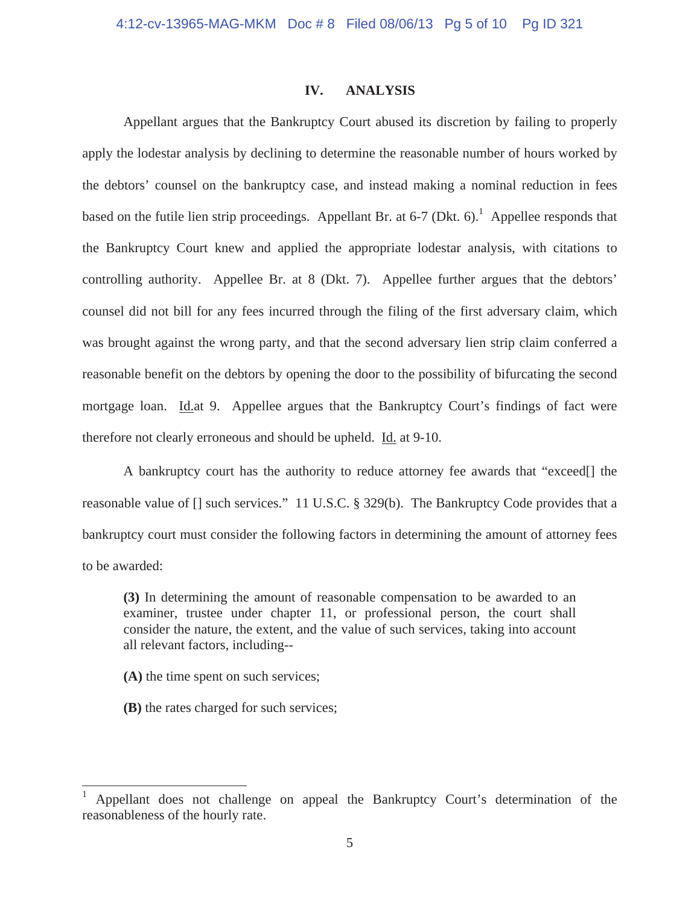## IV. ANALYSIS

Appellant argues that the Bankruptcy Court abused its discretion by failing to properly apply the lodestar analysis by declining to determine the reasonable number of hours worked by the debtors' counsel on the bankruptcy case, and instead making a nominal reduction in fees based on the futile lien strip proceedings. Appellant Br. at 6-7 (Dkt. 6).[1] Appellee responds that the Bankruptcy Court knew and applied the appropriate lodestar analysis, with citations to controlling authority. Appellee Br. at 8 (Dkt. 7). Appellee further argues that the debtors' counsel did not bill for any fees incurred through the filing of the first adversary claim, which was brought against the wrong party, and that the second adversary lien strip claim conferred a reasonable benefit on the debtors by opening the door to the possibility of bifurcating the second mortgage loan. Id.at 9. Appellee argues that the Bankruptcy Court's findings of fact were therefore not clearly erroneous and should be upheld. Id. at 9-10.

A bankruptcy court has the authority to reduce attorney fee awards that "exceed[] the reasonable value of [] such services." 11 U.S.C. § 329(b). The Bankruptcy Code provides that a bankruptcy court must consider the following factors in determining the amount of attorney fees to be awarded:

> **(3)** In determining the amount of reasonable compensation to be awarded to an examiner, trustee under chapter 11, or professional person, the court shall consider the nature, the extent, and the value of such services, taking into account all relevant factors, including--
>
> **(A)** the time spent on such services;
>
> **(B)** the rates charged for such services;

[1] Appellant does not challenge on appeal the Bankruptcy Court's determination of the reasonableness of the hourly rate.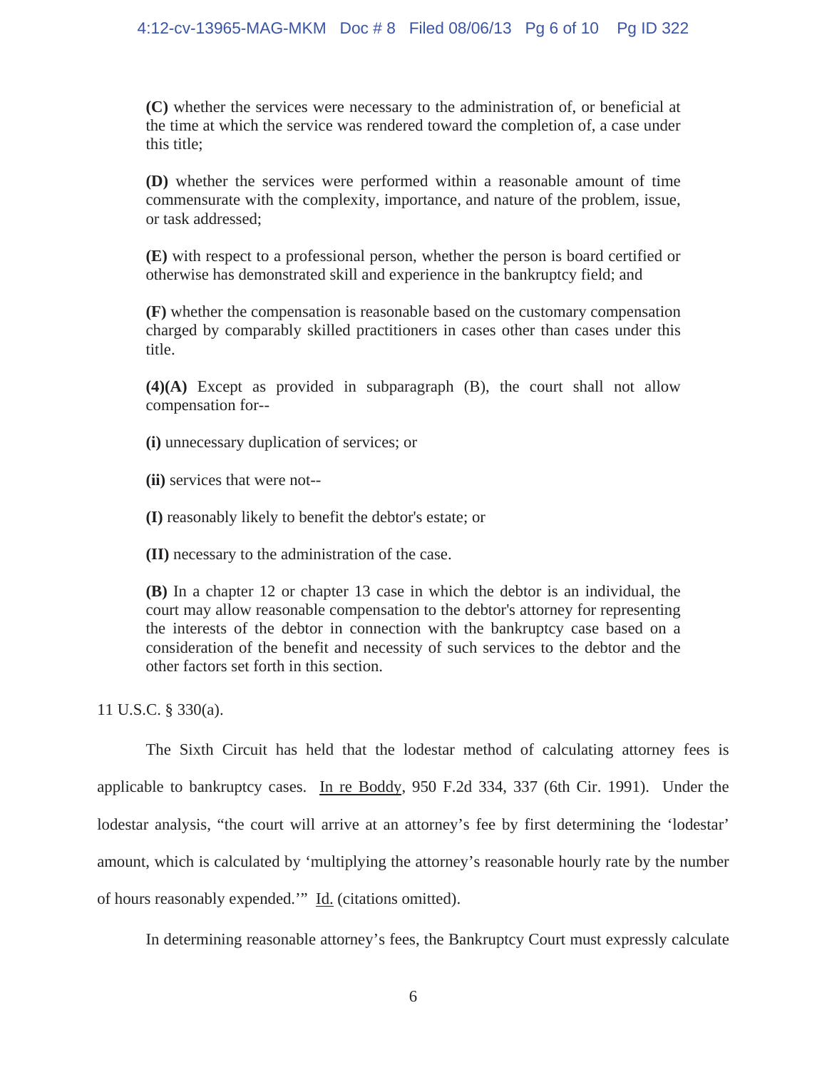> **(C)** whether the services were necessary to the administration of, or beneficial at the time at which the service was rendered toward the completion of, a case under this title;
>
> **(D)** whether the services were performed within a reasonable amount of time commensurate with the complexity, importance, and nature of the problem, issue, or task addressed;
>
> **(E)** with respect to a professional person, whether the person is board certified or otherwise has demonstrated skill and experience in the bankruptcy field; and
>
> **(F)** whether the compensation is reasonable based on the customary compensation charged by comparably skilled practitioners in cases other than cases under this title.
>
> **(4)(A)** Except as provided in subparagraph (B), the court shall not allow compensation for--
>
> **(i)** unnecessary duplication of services; or
>
> **(ii)** services that were not--
>
> **(I)** reasonably likely to benefit the debtor's estate; or
>
> **(II)** necessary to the administration of the case.
>
> **(B)** In a chapter 12 or chapter 13 case in which the debtor is an individual, the court may allow reasonable compensation to the debtor's attorney for representing the interests of the debtor in connection with the bankruptcy case based on a consideration of the benefit and necessity of such services to the debtor and the other factors set forth in this section.

11 U.S.C. § 330(a).

The Sixth Circuit has held that the lodestar method of calculating attorney fees is applicable to bankruptcy cases. In re Boddy, 950 F.2d 334, 337 (6th Cir. 1991). Under the lodestar analysis, "the court will arrive at an attorney's fee by first determining the 'lodestar' amount, which is calculated by 'multiplying the attorney's reasonable hourly rate by the number of hours reasonably expended.'" Id. (citations omitted).

In determining reasonable attorney's fees, the Bankruptcy Court must expressly calculate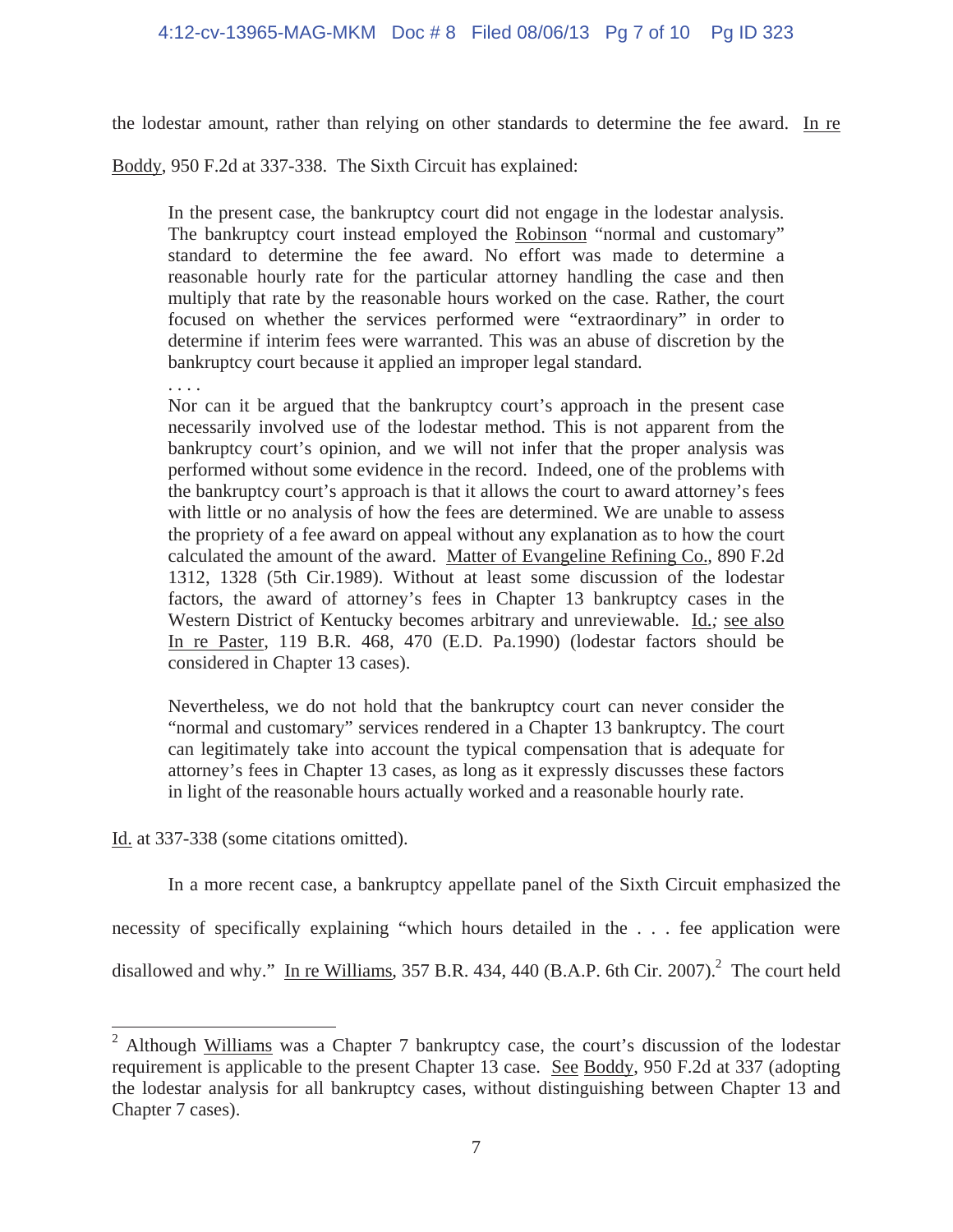the lodestar amount, rather than relying on other standards to determine the fee award. In re Boddy, 950 F.2d at 337-338. The Sixth Circuit has explained:

> In the present case, the bankruptcy court did not engage in the lodestar analysis. The bankruptcy court instead employed the Robinson "normal and customary" standard to determine the fee award. No effort was made to determine a reasonable hourly rate for the particular attorney handling the case and then multiply that rate by the reasonable hours worked on the case. Rather, the court focused on whether the services performed were "extraordinary" in order to determine if interim fees were warranted. This was an abuse of discretion by the bankruptcy court because it applied an improper legal standard.
>
> . . . .
>
> Nor can it be argued that the bankruptcy court's approach in the present case necessarily involved use of the lodestar method. This is not apparent from the bankruptcy court's opinion, and we will not infer that the proper analysis was performed without some evidence in the record. Indeed, one of the problems with the bankruptcy court's approach is that it allows the court to award attorney's fees with little or no analysis of how the fees are determined. We are unable to assess the propriety of a fee award on appeal without any explanation as to how the court calculated the amount of the award. Matter of Evangeline Refining Co., 890 F.2d 1312, 1328 (5th Cir.1989). Without at least some discussion of the lodestar factors, the award of attorney's fees in Chapter 13 bankruptcy cases in the Western District of Kentucky becomes arbitrary and unreviewable. Id.; see also In re Paster, 119 B.R. 468, 470 (E.D. Pa.1990) (lodestar factors should be considered in Chapter 13 cases).
>
> Nevertheless, we do not hold that the bankruptcy court can never consider the "normal and customary" services rendered in a Chapter 13 bankruptcy. The court can legitimately take into account the typical compensation that is adequate for attorney's fees in Chapter 13 cases, as long as it expressly discusses these factors in light of the reasonable hours actually worked and a reasonable hourly rate.

Id. at 337-338 (some citations omitted).

In a more recent case, a bankruptcy appellate panel of the Sixth Circuit emphasized the necessity of specifically explaining "which hours detailed in the . . . fee application were disallowed and why." In re Williams, 357 B.R. 434, 440 (B.A.P. 6th Cir. 2007).[2] The court held

[2] Although Williams was a Chapter 7 bankruptcy case, the court's discussion of the lodestar requirement is applicable to the present Chapter 13 case. See Boddy, 950 F.2d at 337 (adopting the lodestar analysis for all bankruptcy cases, without distinguishing between Chapter 13 and Chapter 7 cases).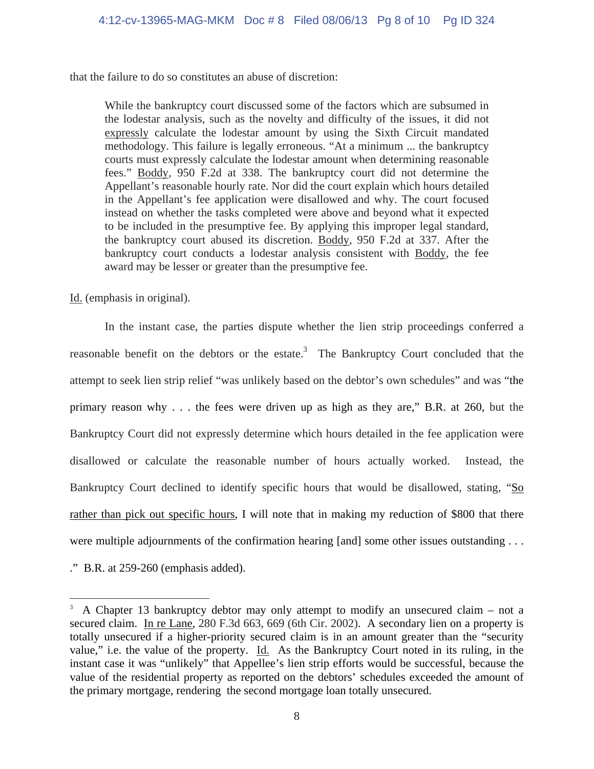that the failure to do so constitutes an abuse of discretion:

> While the bankruptcy court discussed some of the factors which are subsumed in the lodestar analysis, such as the novelty and difficulty of the issues, it did not expressly calculate the lodestar amount by using the Sixth Circuit mandated methodology. This failure is legally erroneous. "At a minimum ... the bankruptcy courts must expressly calculate the lodestar amount when determining reasonable fees." Boddy, 950 F.2d at 338. The bankruptcy court did not determine the Appellant's reasonable hourly rate. Nor did the court explain which hours detailed in the Appellant's fee application were disallowed and why. The court focused instead on whether the tasks completed were above and beyond what it expected to be included in the presumptive fee. By applying this improper legal standard, the bankruptcy court abused its discretion. Boddy, 950 F.2d at 337. After the bankruptcy court conducts a lodestar analysis consistent with Boddy, the fee award may be lesser or greater than the presumptive fee.

Id. (emphasis in original).

In the instant case, the parties dispute whether the lien strip proceedings conferred a reasonable benefit on the debtors or the estate.[3] The Bankruptcy Court concluded that the attempt to seek lien strip relief "was unlikely based on the debtor's own schedules" and was "the primary reason why . . . the fees were driven up as high as they are," B.R. at 260, but the Bankruptcy Court did not expressly determine which hours detailed in the fee application were disallowed or calculate the reasonable number of hours actually worked. Instead, the Bankruptcy Court declined to identify specific hours that would be disallowed, stating, "So rather than pick out specific hours, I will note that in making my reduction of $800 that there were multiple adjournments of the confirmation hearing [and] some other issues outstanding . . . ." B.R. at 259-260 (emphasis added).

---

[3] A Chapter 13 bankruptcy debtor may only attempt to modify an unsecured claim – not a secured claim. In re Lane, 280 F.3d 663, 669 (6th Cir. 2002). A secondary lien on a property is totally unsecured if a higher-priority secured claim is in an amount greater than the "security value," i.e. the value of the property. Id. As the Bankruptcy Court noted in its ruling, in the instant case it was "unlikely" that Appellee's lien strip efforts would be successful, because the value of the residential property as reported on the debtors' schedules exceeded the amount of the primary mortgage, rendering the second mortgage loan totally unsecured.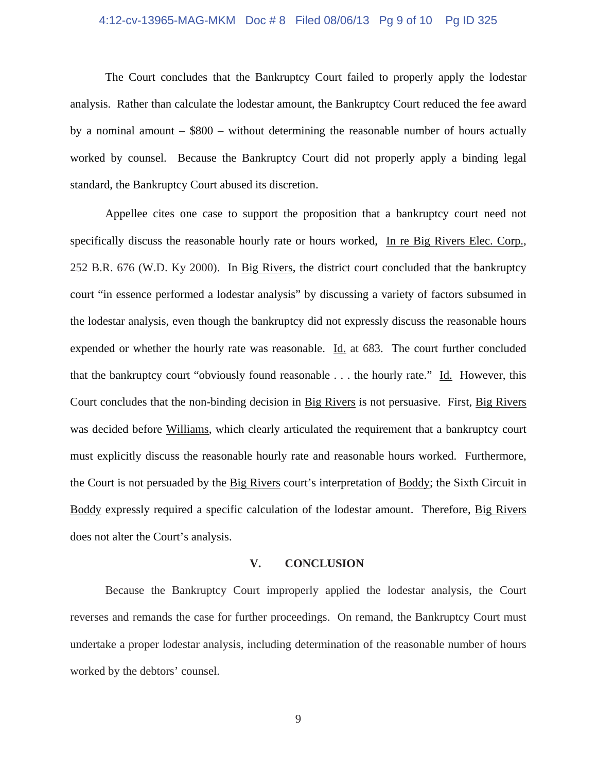The Court concludes that the Bankruptcy Court failed to properly apply the lodestar analysis. Rather than calculate the lodestar amount, the Bankruptcy Court reduced the fee award by a nominal amount – $800 – without determining the reasonable number of hours actually worked by counsel. Because the Bankruptcy Court did not properly apply a binding legal standard, the Bankruptcy Court abused its discretion.

Appellee cites one case to support the proposition that a bankruptcy court need not specifically discuss the reasonable hourly rate or hours worked, In re Big Rivers Elec. Corp., 252 B.R. 676 (W.D. Ky 2000). In Big Rivers, the district court concluded that the bankruptcy court "in essence performed a lodestar analysis" by discussing a variety of factors subsumed in the lodestar analysis, even though the bankruptcy did not expressly discuss the reasonable hours expended or whether the hourly rate was reasonable. Id. at 683. The court further concluded that the bankruptcy court "obviously found reasonable . . . the hourly rate." Id. However, this Court concludes that the non-binding decision in Big Rivers is not persuasive. First, Big Rivers was decided before Williams, which clearly articulated the requirement that a bankruptcy court must explicitly discuss the reasonable hourly rate and reasonable hours worked. Furthermore, the Court is not persuaded by the Big Rivers court's interpretation of Boddy; the Sixth Circuit in Boddy expressly required a specific calculation of the lodestar amount. Therefore, Big Rivers does not alter the Court's analysis.

## V. CONCLUSION

Because the Bankruptcy Court improperly applied the lodestar analysis, the Court reverses and remands the case for further proceedings. On remand, the Bankruptcy Court must undertake a proper lodestar analysis, including determination of the reasonable number of hours worked by the debtors' counsel.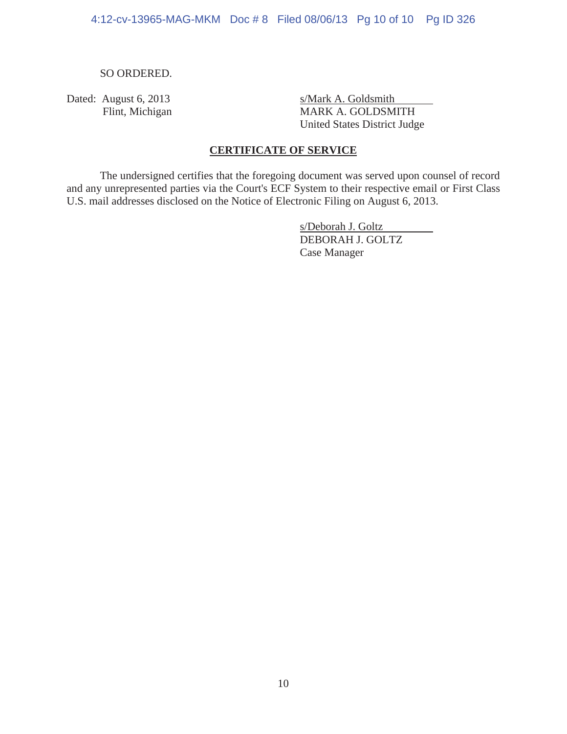SO ORDERED.

Dated: August 6, 2013
Flint, Michigan

s/Mark A. Goldsmith
MARK A. GOLDSMITH
United States District Judge

**CERTIFICATE OF SERVICE**

The undersigned certifies that the foregoing document was served upon counsel of record and any unrepresented parties via the Court's ECF System to their respective email or First Class U.S. mail addresses disclosed on the Notice of Electronic Filing on August 6, 2013.

s/Deborah J. Goltz
DEBORAH J. GOLTZ
Case Manager